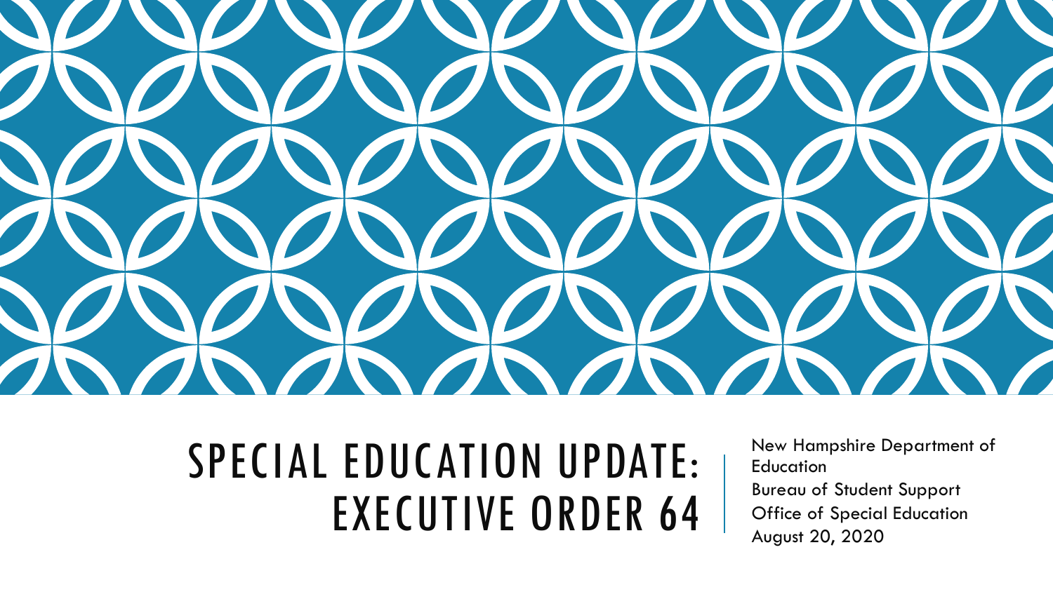# SPECIAL EDUCATION UPDATE: EXECUTIVE ORDER 64

New Hampshire Department of Education
Bureau of Student Support
Office of Special Education
August 20, 2020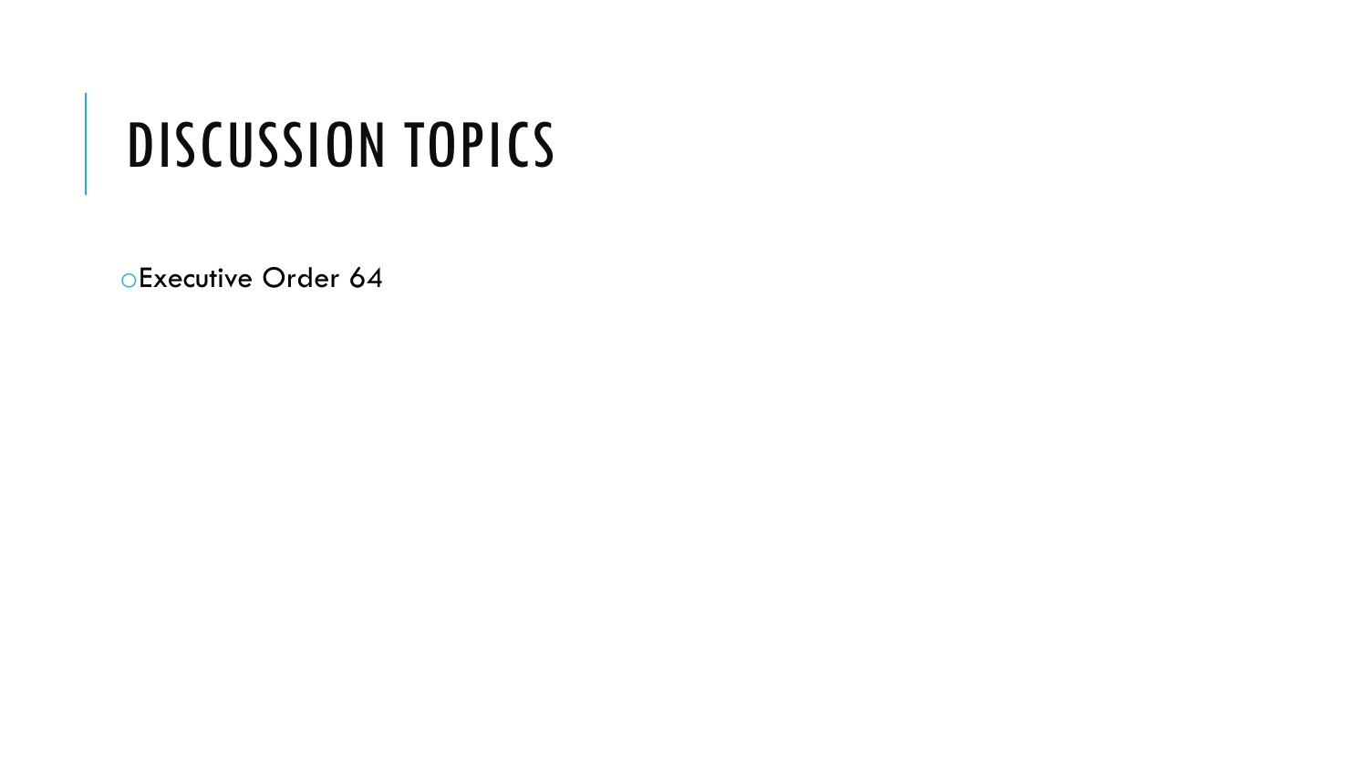# DISCUSSION TOPICS

- Executive Order 64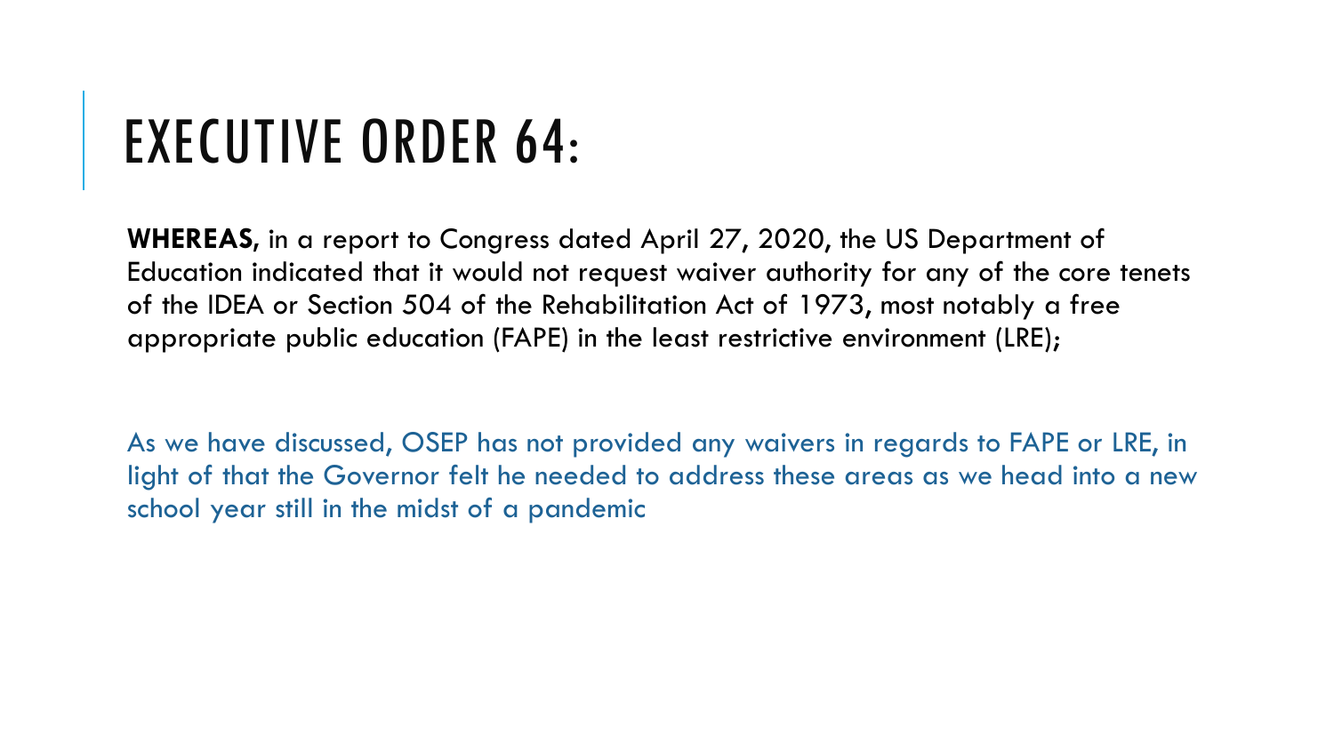# EXECUTIVE ORDER 64:

**WHEREAS**, in a report to Congress dated April 27, 2020, the US Department of Education indicated that it would not request waiver authority for any of the core tenets of the IDEA or Section 504 of the Rehabilitation Act of 1973, most notably a free appropriate public education (FAPE) in the least restrictive environment (LRE);

As we have discussed, OSEP has not provided any waivers in regards to FAPE or LRE, in light of that the Governor felt he needed to address these areas as we head into a new school year still in the midst of a pandemic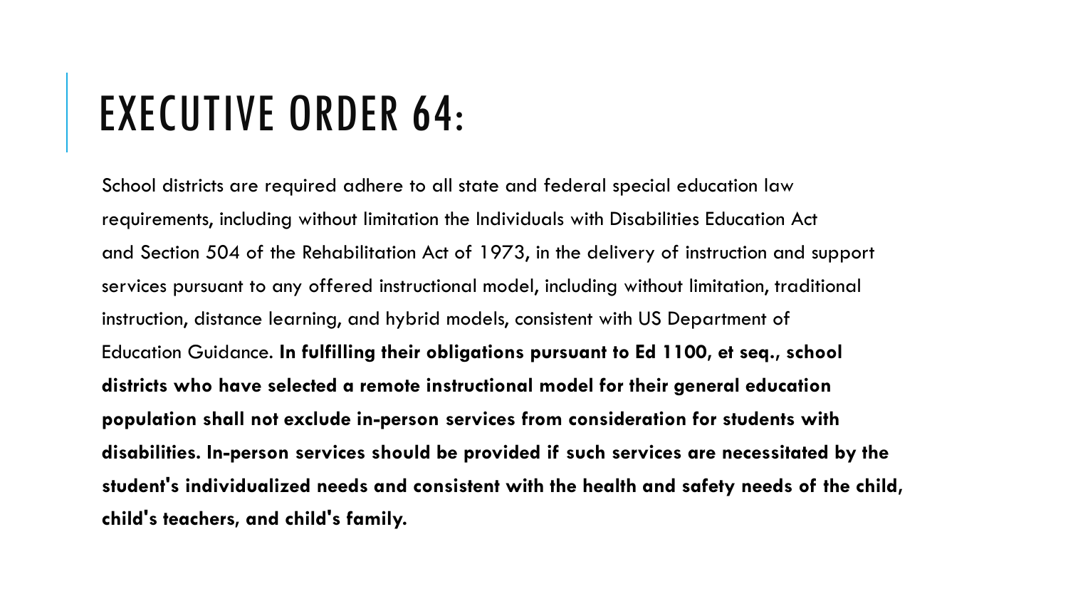# EXECUTIVE ORDER 64:

School districts are required adhere to all state and federal special education law requirements, including without limitation the Individuals with Disabilities Education Act and Section 504 of the Rehabilitation Act of 1973, in the delivery of instruction and support services pursuant to any offered instructional model, including without limitation, traditional instruction, distance learning, and hybrid models, consistent with US Department of Education Guidance. **In fulfilling their obligations pursuant to Ed 1100, et seq., school districts who have selected a remote instructional model for their general education population shall not exclude in-person services from consideration for students with disabilities. In-person services should be provided if such services are necessitated by the student's individualized needs and consistent with the health and safety needs of the child, child's teachers, and child's family.**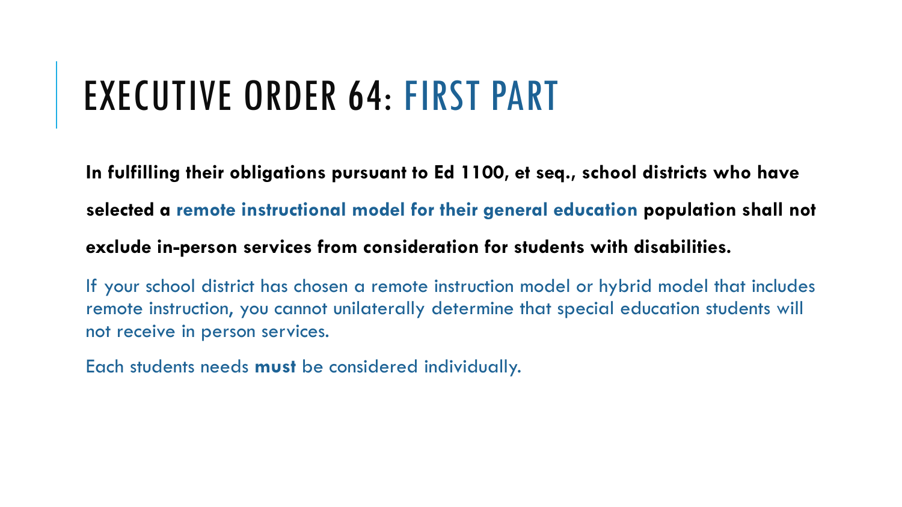# EXECUTIVE ORDER 64: FIRST PART

**In fulfilling their obligations pursuant to Ed 1100, et seq., school districts who have selected a remote instructional model for their general education population shall not exclude in-person services from consideration for students with disabilities.**

If your school district has chosen a remote instruction model or hybrid model that includes remote instruction, you cannot unilaterally determine that special education students will not receive in person services.

Each students needs **must** be considered individually.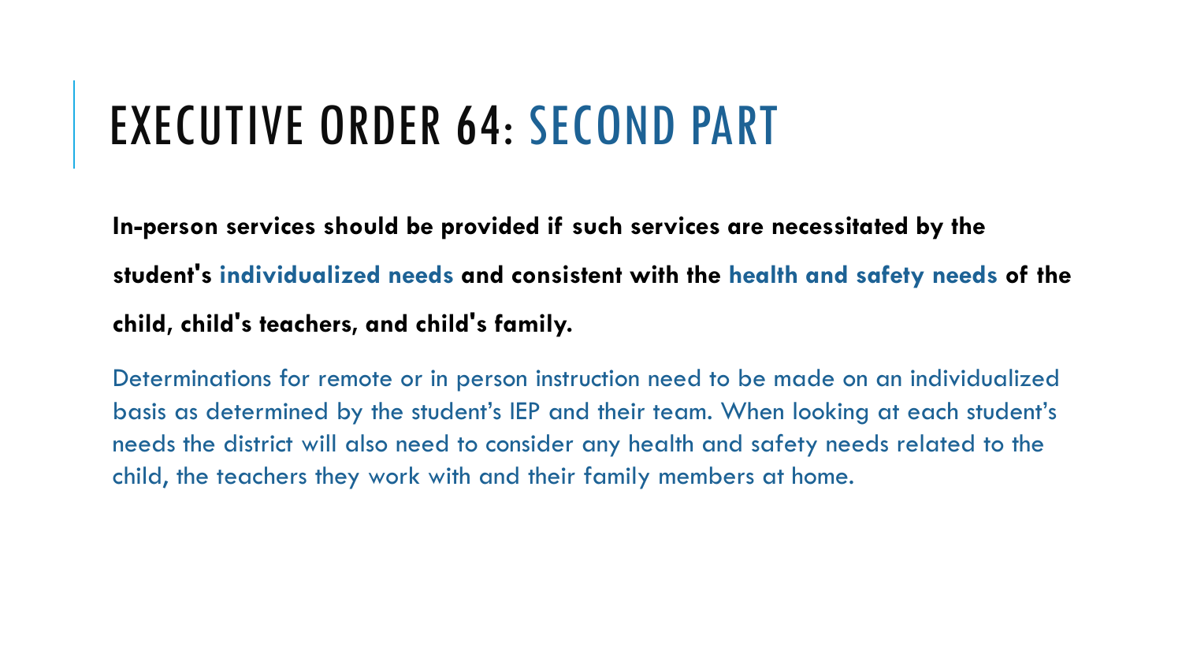# EXECUTIVE ORDER 64: SECOND PART

**In-person services should be provided if such services are necessitated by the student's individualized needs and consistent with the health and safety needs of the child, child's teachers, and child's family.**

Determinations for remote or in person instruction need to be made on an individualized basis as determined by the student's IEP and their team. When looking at each student's needs the district will also need to consider any health and safety needs related to the child, the teachers they work with and their family members at home.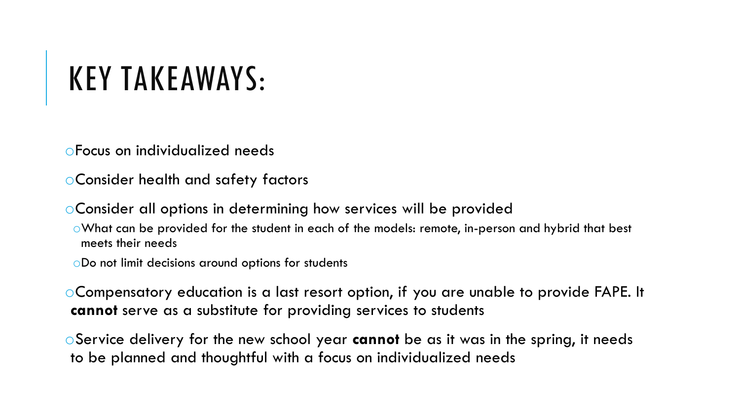# KEY TAKEAWAYS:

- Focus on individualized needs
- Consider health and safety factors
- Consider all options in determining how services will be provided
  - What can be provided for the student in each of the models: remote, in-person and hybrid that best meets their needs
  - Do not limit decisions around options for students
- Compensatory education is a last resort option, if you are unable to provide FAPE. It **cannot** serve as a substitute for providing services to students
- Service delivery for the new school year **cannot** be as it was in the spring, it needs to be planned and thoughtful with a focus on individualized needs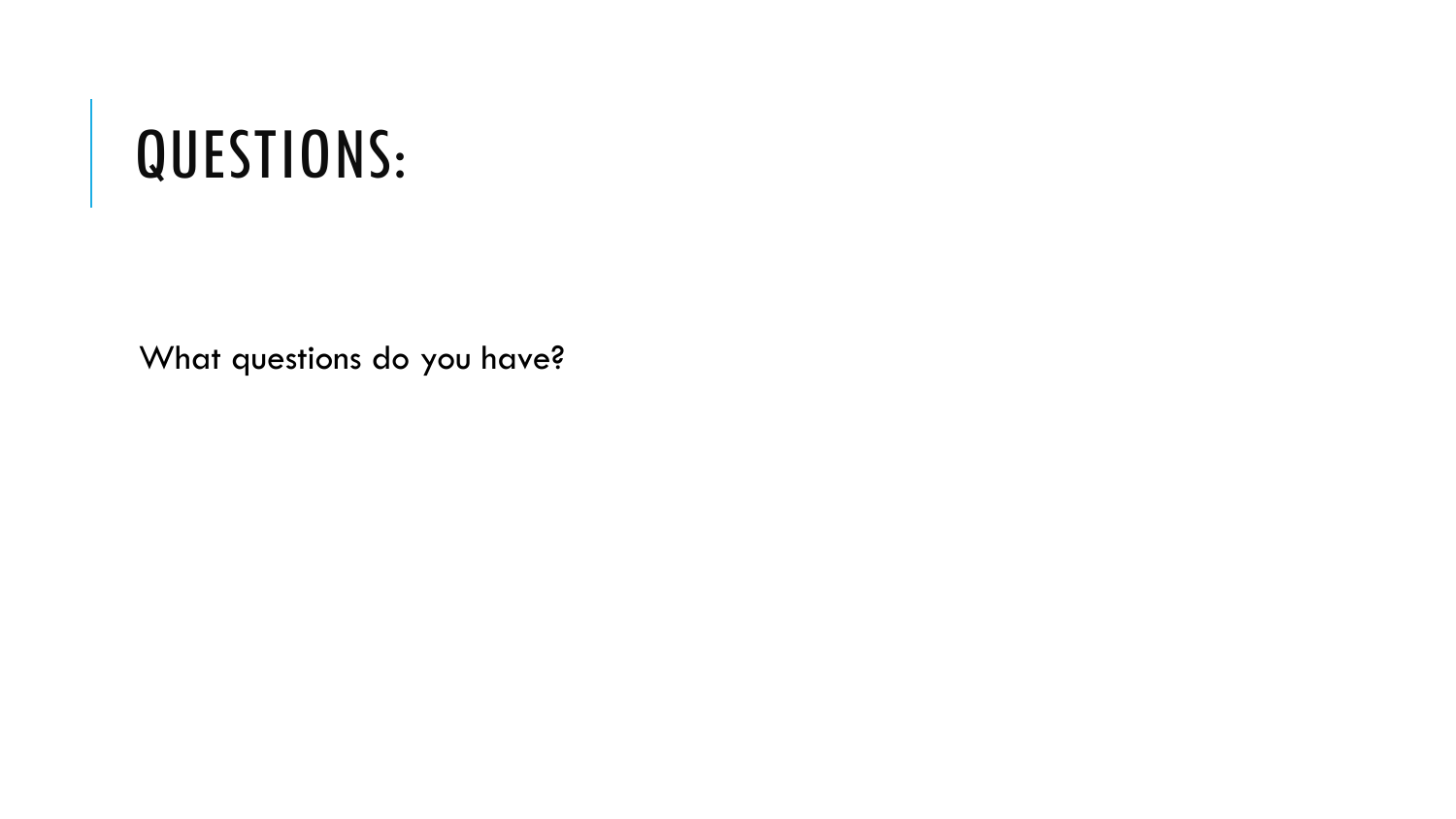# QUESTIONS:

What questions do you have?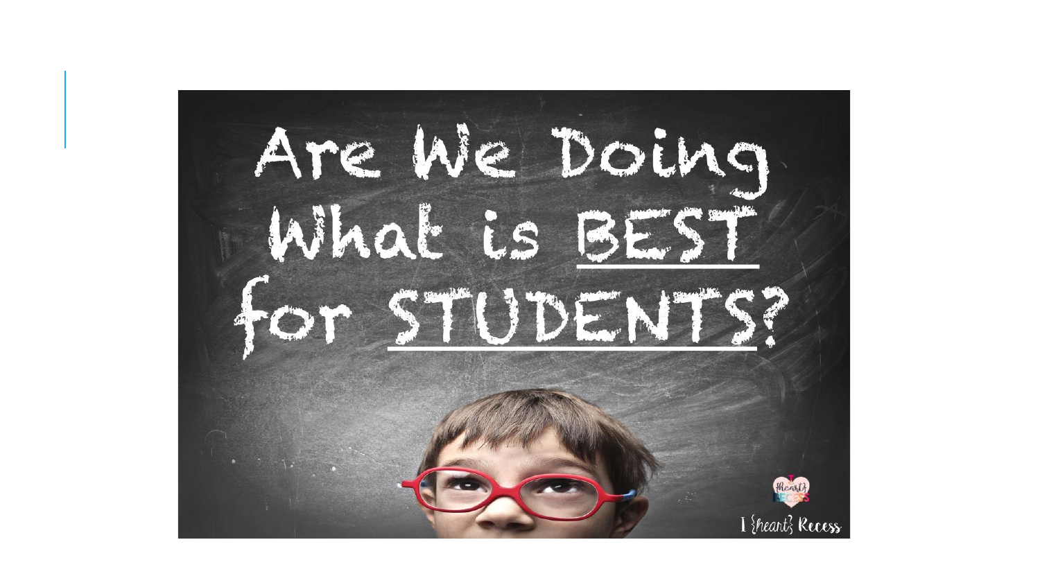Are We Doing What is BEST for STUDENTS?

I {heart} Recess